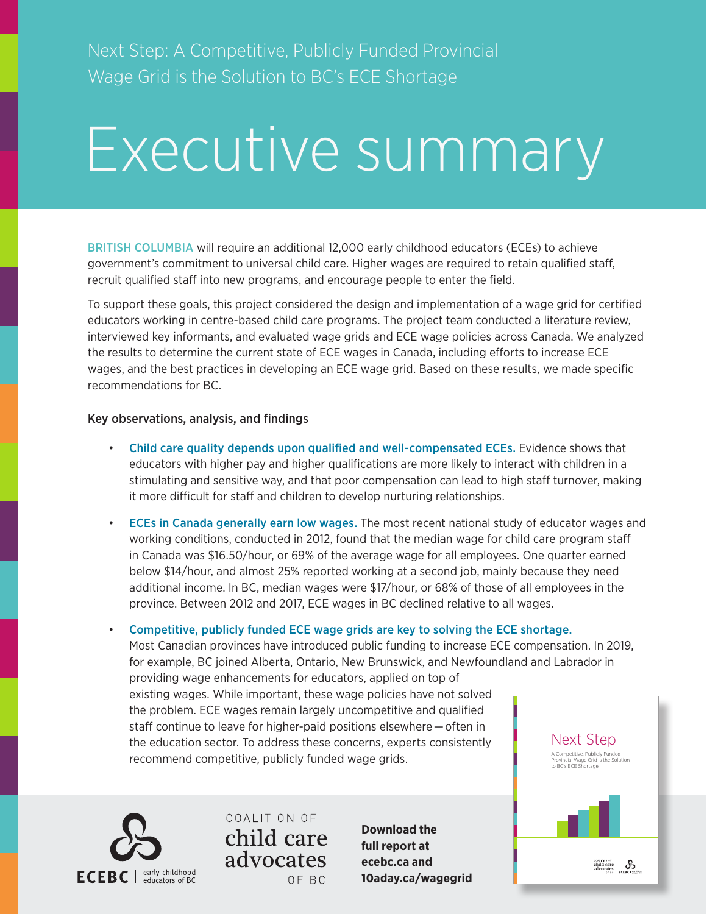Next Step: A Competitive, Publicly Funded Provincial Wage Grid is the Solution to BC's ECE Shortage

# Executive summary

BRITISH COLUMBIA will require an additional 12,000 early childhood educators (ECEs) to achieve government's commitment to universal child care. Higher wages are required to retain qualified staff, recruit qualified staff into new programs, and encourage people to enter the field.

To support these goals, this project considered the design and implementation of a wage grid for certified educators working in centre-based child care programs. The project team conducted a literature review, interviewed key informants, and evaluated wage grids and ECE wage policies across Canada. We analyzed the results to determine the current state of ECE wages in Canada, including efforts to increase ECE wages, and the best practices in developing an ECE wage grid. Based on these results, we made specific recommendations for BC.

### Key observations, analysis, and findings

- Child care quality depends upon qualified and well-compensated ECEs. Evidence shows that educators with higher pay and higher qualifications are more likely to interact with children in a stimulating and sensitive way, and that poor compensation can lead to high staff turnover, making it more difficult for staff and children to develop nurturing relationships.
- ECEs in Canada generally earn low wages. The most recent national study of educator wages and working conditions, conducted in 2012, found that the median wage for child care program staff in Canada was $16.50/hour, or 69% of the average wage for all employees. One quarter earned below $14/hour, and almost 25% reported working at a second job, mainly because they need additional income. In BC, median wages were $17/hour, or 68% of those of all employees in the province. Between 2012 and 2017, ECE wages in BC declined relative to all wages.
- Competitive, publicly funded ECE wage grids are key to solving the ECE shortage. Most Canadian provinces have introduced public funding to increase ECE compensation. In 2019, for example, BC joined Alberta, Ontario, New Brunswick, and Newfoundland and Labrador in providing wage enhancements for educators, applied on top of existing wages. While important, these wage policies have not solved the problem. ECE wages remain largely uncompetitive and qualified staff continue to leave for higher-paid positions elsewhere—often in the education sector. To address these concerns, experts consistently recommend competitive, publicly funded wage grids.

ECEBC | early childhood educators of BC

COALITION OF child care advocates OF BC

**Download the full report at ecebc.ca and 10aday.ca/wagegrid**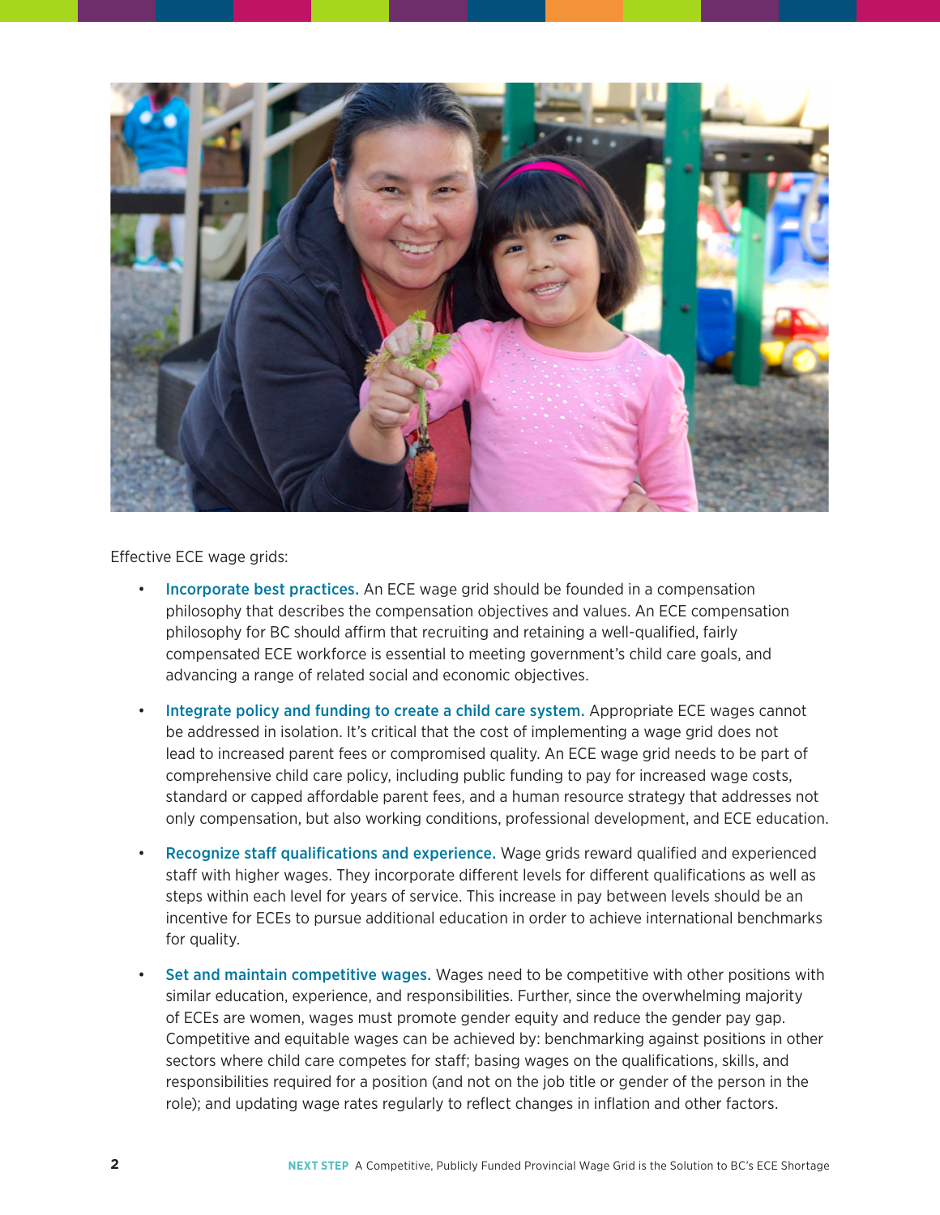Effective ECE wage grids:

- **Incorporate best practices.** An ECE wage grid should be founded in a compensation philosophy that describes the compensation objectives and values. An ECE compensation philosophy for BC should affirm that recruiting and retaining a well-qualified, fairly compensated ECE workforce is essential to meeting government's child care goals, and advancing a range of related social and economic objectives.

- **Integrate policy and funding to create a child care system.** Appropriate ECE wages cannot be addressed in isolation. It's critical that the cost of implementing a wage grid does not lead to increased parent fees or compromised quality. An ECE wage grid needs to be part of comprehensive child care policy, including public funding to pay for increased wage costs, standard or capped affordable parent fees, and a human resource strategy that addresses not only compensation, but also working conditions, professional development, and ECE education.

- **Recognize staff qualifications and experience.** Wage grids reward qualified and experienced staff with higher wages. They incorporate different levels for different qualifications as well as steps within each level for years of service. This increase in pay between levels should be an incentive for ECEs to pursue additional education in order to achieve international benchmarks for quality.

- **Set and maintain competitive wages.** Wages need to be competitive with other positions with similar education, experience, and responsibilities. Further, since the overwhelming majority of ECEs are women, wages must promote gender equity and reduce the gender pay gap. Competitive and equitable wages can be achieved by: benchmarking against positions in other sectors where child care competes for staff; basing wages on the qualifications, skills, and responsibilities required for a position (and not on the job title or gender of the person in the role); and updating wage rates regularly to reflect changes in inflation and other factors.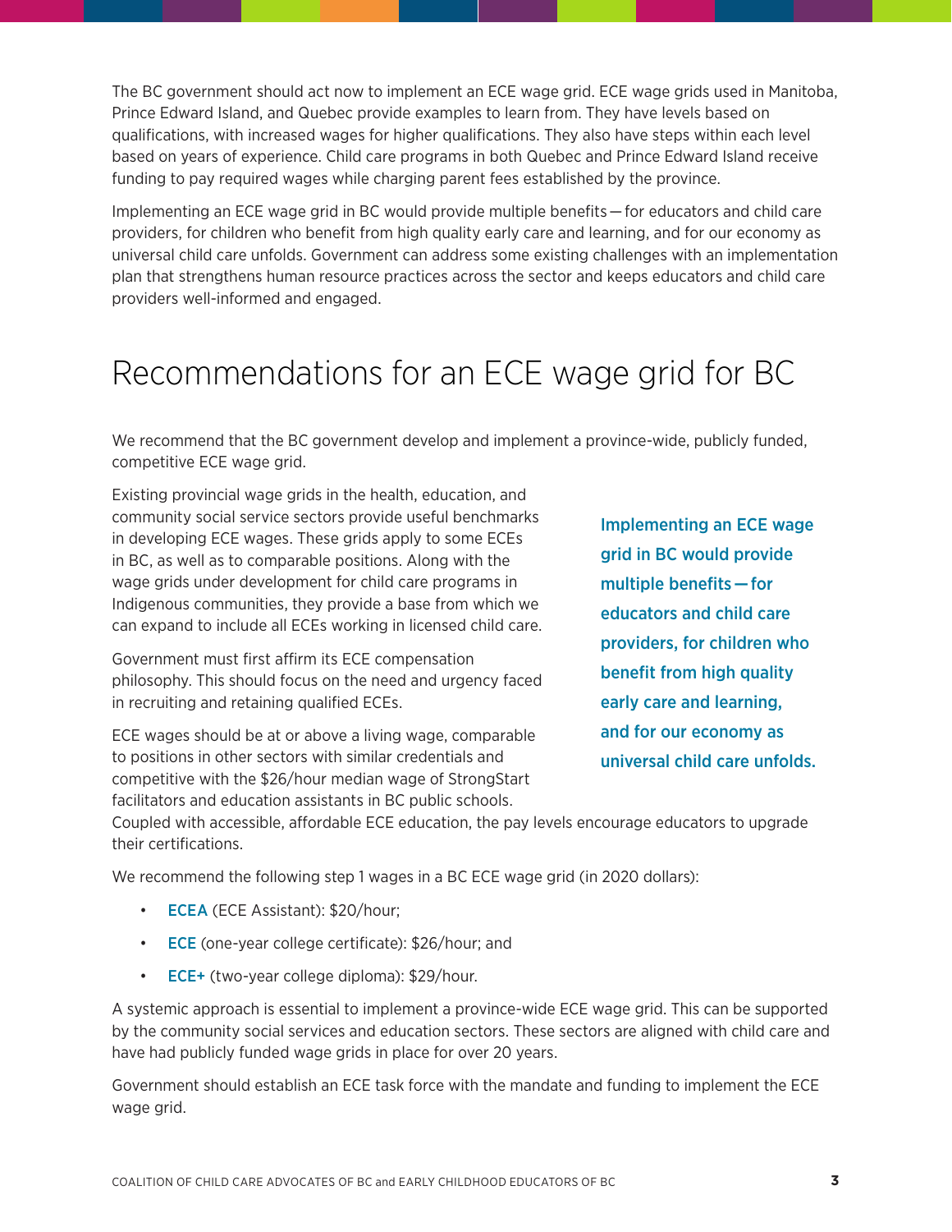The BC government should act now to implement an ECE wage grid. ECE wage grids used in Manitoba, Prince Edward Island, and Quebec provide examples to learn from. They have levels based on qualifications, with increased wages for higher qualifications. They also have steps within each level based on years of experience. Child care programs in both Quebec and Prince Edward Island receive funding to pay required wages while charging parent fees established by the province.

Implementing an ECE wage grid in BC would provide multiple benefits — for educators and child care providers, for children who benefit from high quality early care and learning, and for our economy as universal child care unfolds. Government can address some existing challenges with an implementation plan that strengthens human resource practices across the sector and keeps educators and child care providers well-informed and engaged.

# Recommendations for an ECE wage grid for BC

We recommend that the BC government develop and implement a province-wide, publicly funded, competitive ECE wage grid.

Existing provincial wage grids in the health, education, and community social service sectors provide useful benchmarks in developing ECE wages. These grids apply to some ECEs in BC, as well as to comparable positions. Along with the wage grids under development for child care programs in Indigenous communities, they provide a base from which we can expand to include all ECEs working in licensed child care.

Government must first affirm its ECE compensation philosophy. This should focus on the need and urgency faced in recruiting and retaining qualified ECEs.

ECE wages should be at or above a living wage, comparable to positions in other sectors with similar credentials and competitive with the $26/hour median wage of StrongStart facilitators and education assistants in BC public schools. Coupled with accessible, affordable ECE education, the pay levels encourage educators to upgrade their certifications.

**Implementing an ECE wage grid in BC would provide multiple benefits — for educators and child care providers, for children who benefit from high quality early care and learning, and for our economy as universal child care unfolds.**

We recommend the following step 1 wages in a BC ECE wage grid (in 2020 dollars):

- **ECEA** (ECE Assistant): $20/hour;
- **ECE** (one-year college certificate): $26/hour; and
- **ECE+** (two-year college diploma): $29/hour.

A systemic approach is essential to implement a province-wide ECE wage grid. This can be supported by the community social services and education sectors. These sectors are aligned with child care and have had publicly funded wage grids in place for over 20 years.

Government should establish an ECE task force with the mandate and funding to implement the ECE wage grid.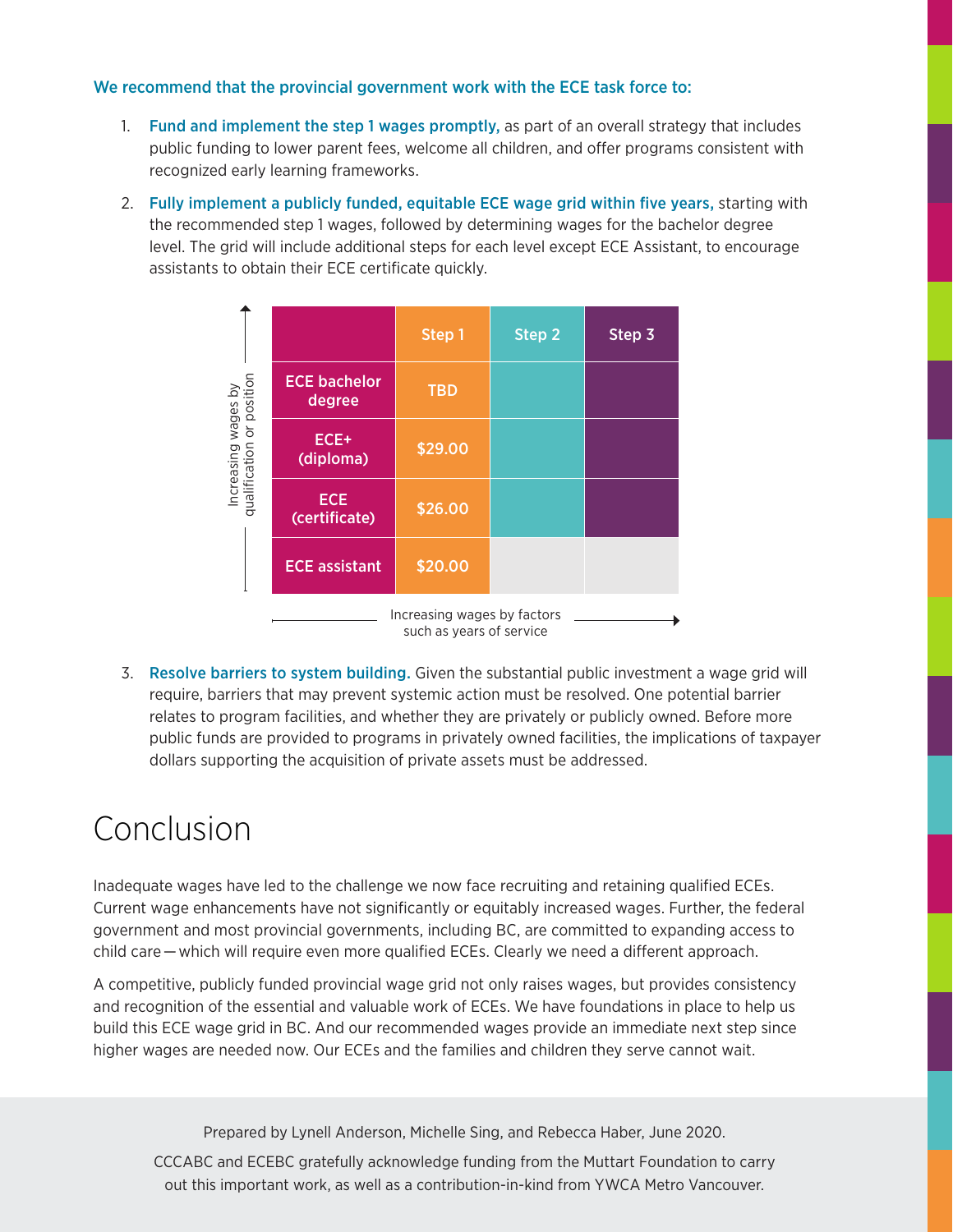We recommend that the provincial government work with the ECE task force to:

1. **Fund and implement the step 1 wages promptly,** as part of an overall strategy that includes public funding to lower parent fees, welcome all children, and offer programs consistent with recognized early learning frameworks.
2. **Fully implement a publicly funded, equitable ECE wage grid within five years,** starting with the recommended step 1 wages, followed by determining wages for the bachelor degree level. The grid will include additional steps for each level except ECE Assistant, to encourage assistants to obtain their ECE certificate quickly.

| | Step 1 | Step 2 | Step 3 |
|---|---|---|---|
| ECE bachelor degree | TBD | | |
| ECE+ (diploma) | $29.00 | | |
| ECE (certificate) | $26.00 | | |
| ECE assistant | $20.00 | | |

Increasing wages by qualification or position

Increasing wages by factors such as years of service

3. **Resolve barriers to system building.** Given the substantial public investment a wage grid will require, barriers that may prevent systemic action must be resolved. One potential barrier relates to program facilities, and whether they are privately or publicly owned. Before more public funds are provided to programs in privately owned facilities, the implications of taxpayer dollars supporting the acquisition of private assets must be addressed.

# Conclusion

Inadequate wages have led to the challenge we now face recruiting and retaining qualified ECEs. Current wage enhancements have not significantly or equitably increased wages. Further, the federal government and most provincial governments, including BC, are committed to expanding access to child care — which will require even more qualified ECEs. Clearly we need a different approach.

A competitive, publicly funded provincial wage grid not only raises wages, but provides consistency and recognition of the essential and valuable work of ECEs. We have foundations in place to help us build this ECE wage grid in BC. And our recommended wages provide an immediate next step since higher wages are needed now. Our ECEs and the families and children they serve cannot wait.

Prepared by Lynell Anderson, Michelle Sing, and Rebecca Haber, June 2020.

CCCABC and ECEBC gratefully acknowledge funding from the Muttart Foundation to carry out this important work, as well as a contribution-in-kind from YWCA Metro Vancouver.